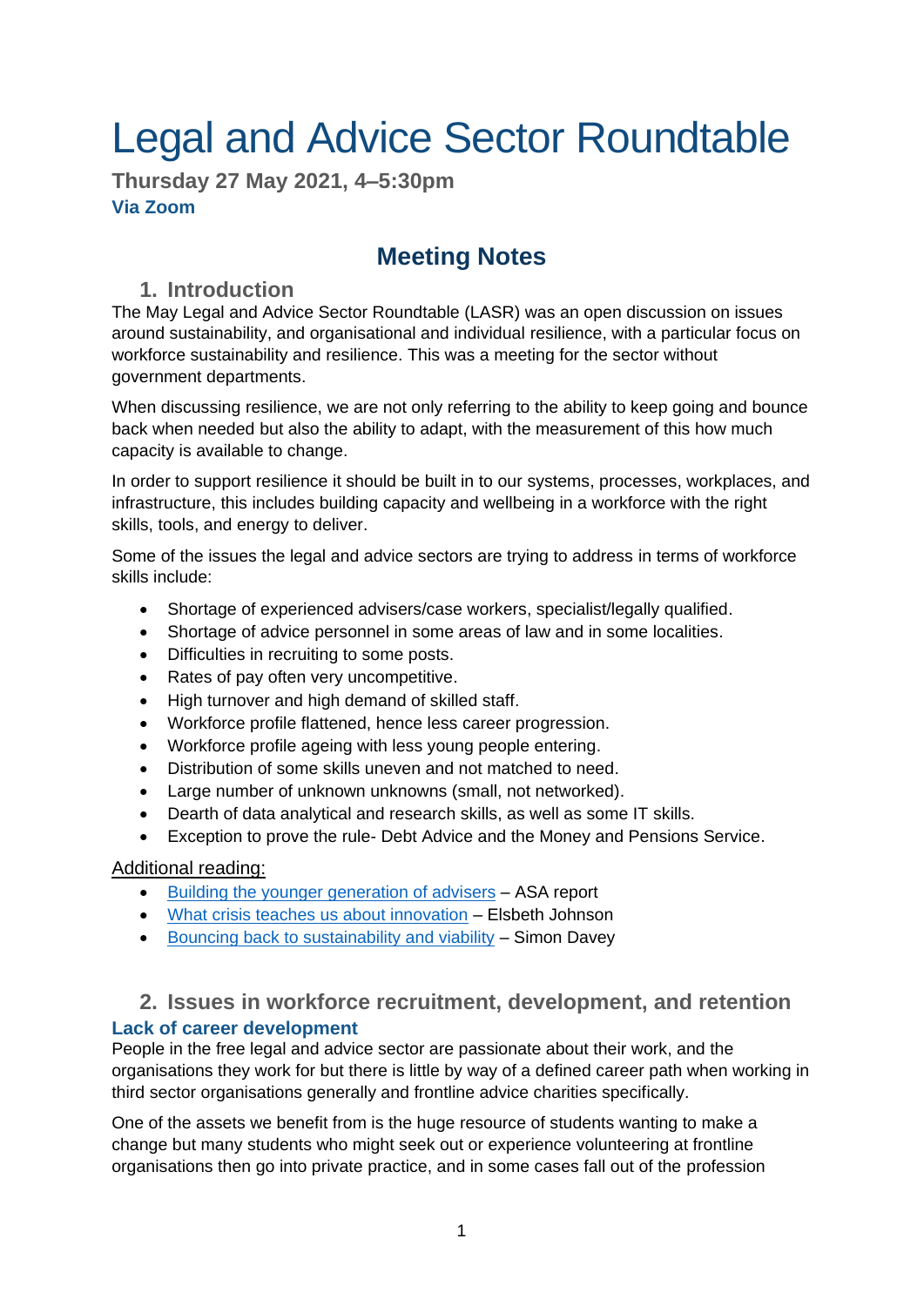# Legal and Advice Sector Roundtable

**Thursday 27 May 2021, 4–5:30pm**
**Via Zoom**

## Meeting Notes

### 1. Introduction

The May Legal and Advice Sector Roundtable (LASR) was an open discussion on issues around sustainability, and organisational and individual resilience, with a particular focus on workforce sustainability and resilience. This was a meeting for the sector without government departments.

When discussing resilience, we are not only referring to the ability to keep going and bounce back when needed but also the ability to adapt, with the measurement of this how much capacity is available to change.

In order to support resilience it should be built in to our systems, processes, workplaces, and infrastructure, this includes building capacity and wellbeing in a workforce with the right skills, tools, and energy to deliver.

Some of the issues the legal and advice sectors are trying to address in terms of workforce skills include:

- Shortage of experienced advisers/case workers, specialist/legally qualified.
- Shortage of advice personnel in some areas of law and in some localities.
- Difficulties in recruiting to some posts.
- Rates of pay often very uncompetitive.
- High turnover and high demand of skilled staff.
- Workforce profile flattened, hence less career progression.
- Workforce profile ageing with less young people entering.
- Distribution of some skills uneven and not matched to need.
- Large number of unknown unknowns (small, not networked).
- Dearth of data analytical and research skills, as well as some IT skills.
- Exception to prove the rule- Debt Advice and the Money and Pensions Service.

Additional reading:

- Building the younger generation of advisers – ASA report
- What crisis teaches us about innovation – Elsbeth Johnson
- Bouncing back to sustainability and viability – Simon Davey

### 2. Issues in workforce recruitment, development, and retention

#### Lack of career development

People in the free legal and advice sector are passionate about their work, and the organisations they work for but there is little by way of a defined career path when working in third sector organisations generally and frontline advice charities specifically.

One of the assets we benefit from is the huge resource of students wanting to make a change but many students who might seek out or experience volunteering at frontline organisations then go into private practice, and in some cases fall out of the profession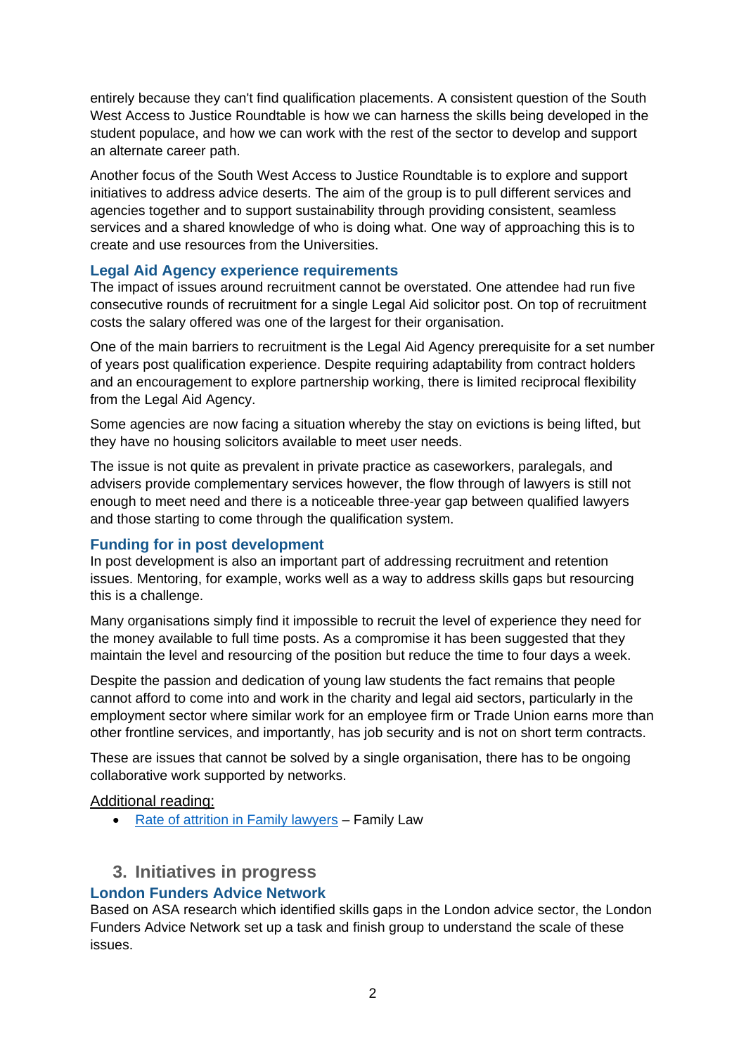entirely because they can't find qualification placements. A consistent question of the South West Access to Justice Roundtable is how we can harness the skills being developed in the student populace, and how we can work with the rest of the sector to develop and support an alternate career path.

Another focus of the South West Access to Justice Roundtable is to explore and support initiatives to address advice deserts. The aim of the group is to pull different services and agencies together and to support sustainability through providing consistent, seamless services and a shared knowledge of who is doing what. One way of approaching this is to create and use resources from the Universities.

### Legal Aid Agency experience requirements

The impact of issues around recruitment cannot be overstated. One attendee had run five consecutive rounds of recruitment for a single Legal Aid solicitor post. On top of recruitment costs the salary offered was one of the largest for their organisation.

One of the main barriers to recruitment is the Legal Aid Agency prerequisite for a set number of years post qualification experience. Despite requiring adaptability from contract holders and an encouragement to explore partnership working, there is limited reciprocal flexibility from the Legal Aid Agency.

Some agencies are now facing a situation whereby the stay on evictions is being lifted, but they have no housing solicitors available to meet user needs.

The issue is not quite as prevalent in private practice as caseworkers, paralegals, and advisers provide complementary services however, the flow through of lawyers is still not enough to meet need and there is a noticeable three-year gap between qualified lawyers and those starting to come through the qualification system.

### Funding for in post development

In post development is also an important part of addressing recruitment and retention issues. Mentoring, for example, works well as a way to address skills gaps but resourcing this is a challenge.

Many organisations simply find it impossible to recruit the level of experience they need for the money available to full time posts. As a compromise it has been suggested that they maintain the level and resourcing of the position but reduce the time to four days a week.

Despite the passion and dedication of young law students the fact remains that people cannot afford to come into and work in the charity and legal aid sectors, particularly in the employment sector where similar work for an employee firm or Trade Union earns more than other frontline services, and importantly, has job security and is not on short term contracts.

These are issues that cannot be solved by a single organisation, there has to be ongoing collaborative work supported by networks.

Additional reading:

- Rate of attrition in Family lawyers – Family Law

## 3. Initiatives in progress

### London Funders Advice Network

Based on ASA research which identified skills gaps in the London advice sector, the London Funders Advice Network set up a task and finish group to understand the scale of these issues.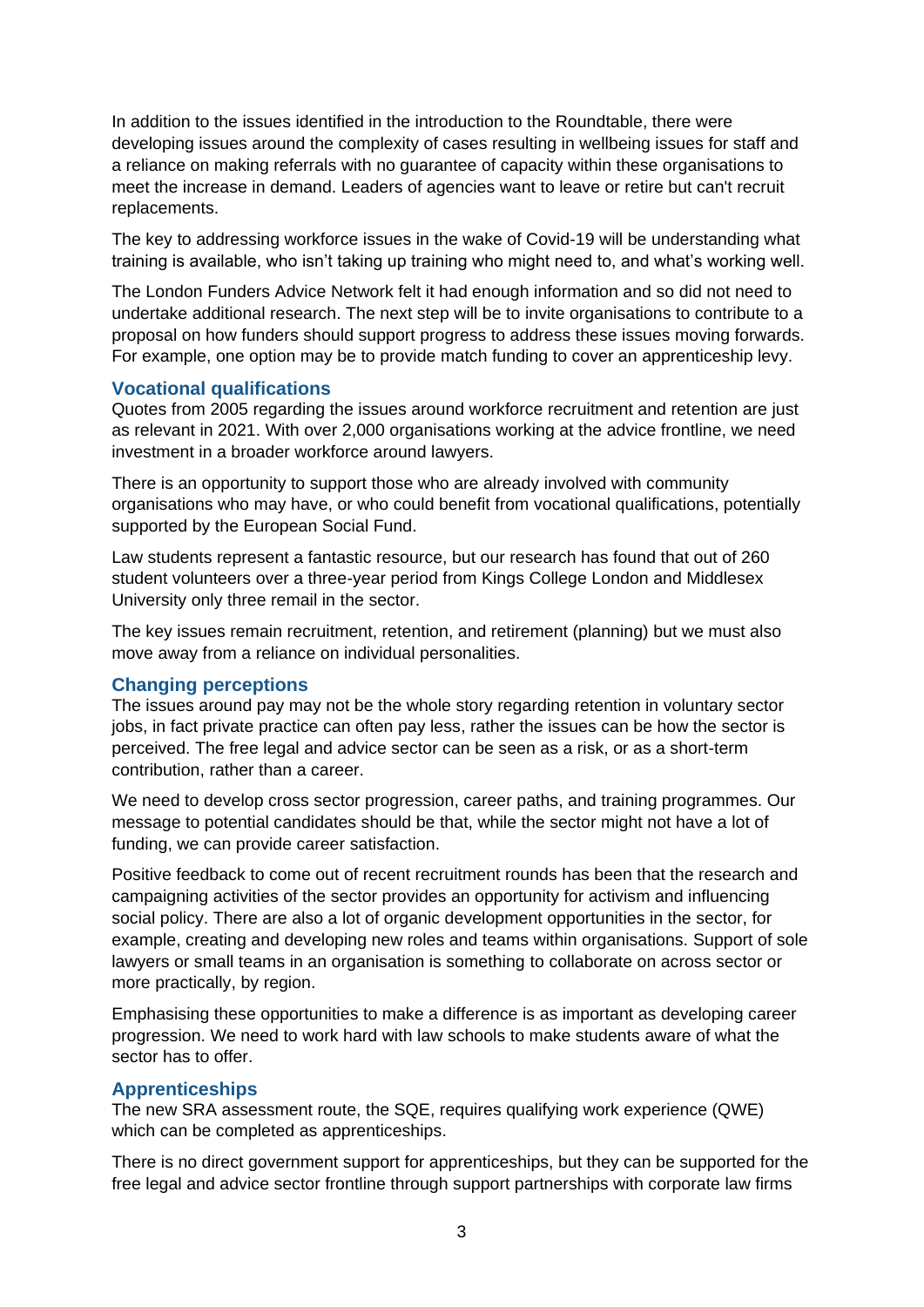In addition to the issues identified in the introduction to the Roundtable, there were developing issues around the complexity of cases resulting in wellbeing issues for staff and a reliance on making referrals with no guarantee of capacity within these organisations to meet the increase in demand. Leaders of agencies want to leave or retire but can't recruit replacements.

The key to addressing workforce issues in the wake of Covid-19 will be understanding what training is available, who isn't taking up training who might need to, and what's working well.

The London Funders Advice Network felt it had enough information and so did not need to undertake additional research. The next step will be to invite organisations to contribute to a proposal on how funders should support progress to address these issues moving forwards. For example, one option may be to provide match funding to cover an apprenticeship levy.

### Vocational qualifications

Quotes from 2005 regarding the issues around workforce recruitment and retention are just as relevant in 2021. With over 2,000 organisations working at the advice frontline, we need investment in a broader workforce around lawyers.

There is an opportunity to support those who are already involved with community organisations who may have, or who could benefit from vocational qualifications, potentially supported by the European Social Fund.

Law students represent a fantastic resource, but our research has found that out of 260 student volunteers over a three-year period from Kings College London and Middlesex University only three remail in the sector.

The key issues remain recruitment, retention, and retirement (planning) but we must also move away from a reliance on individual personalities.

### Changing perceptions

The issues around pay may not be the whole story regarding retention in voluntary sector jobs, in fact private practice can often pay less, rather the issues can be how the sector is perceived. The free legal and advice sector can be seen as a risk, or as a short-term contribution, rather than a career.

We need to develop cross sector progression, career paths, and training programmes. Our message to potential candidates should be that, while the sector might not have a lot of funding, we can provide career satisfaction.

Positive feedback to come out of recent recruitment rounds has been that the research and campaigning activities of the sector provides an opportunity for activism and influencing social policy. There are also a lot of organic development opportunities in the sector, for example, creating and developing new roles and teams within organisations. Support of sole lawyers or small teams in an organisation is something to collaborate on across sector or more practically, by region.

Emphasising these opportunities to make a difference is as important as developing career progression. We need to work hard with law schools to make students aware of what the sector has to offer.

### Apprenticeships

The new SRA assessment route, the SQE, requires qualifying work experience (QWE) which can be completed as apprenticeships.

There is no direct government support for apprenticeships, but they can be supported for the free legal and advice sector frontline through support partnerships with corporate law firms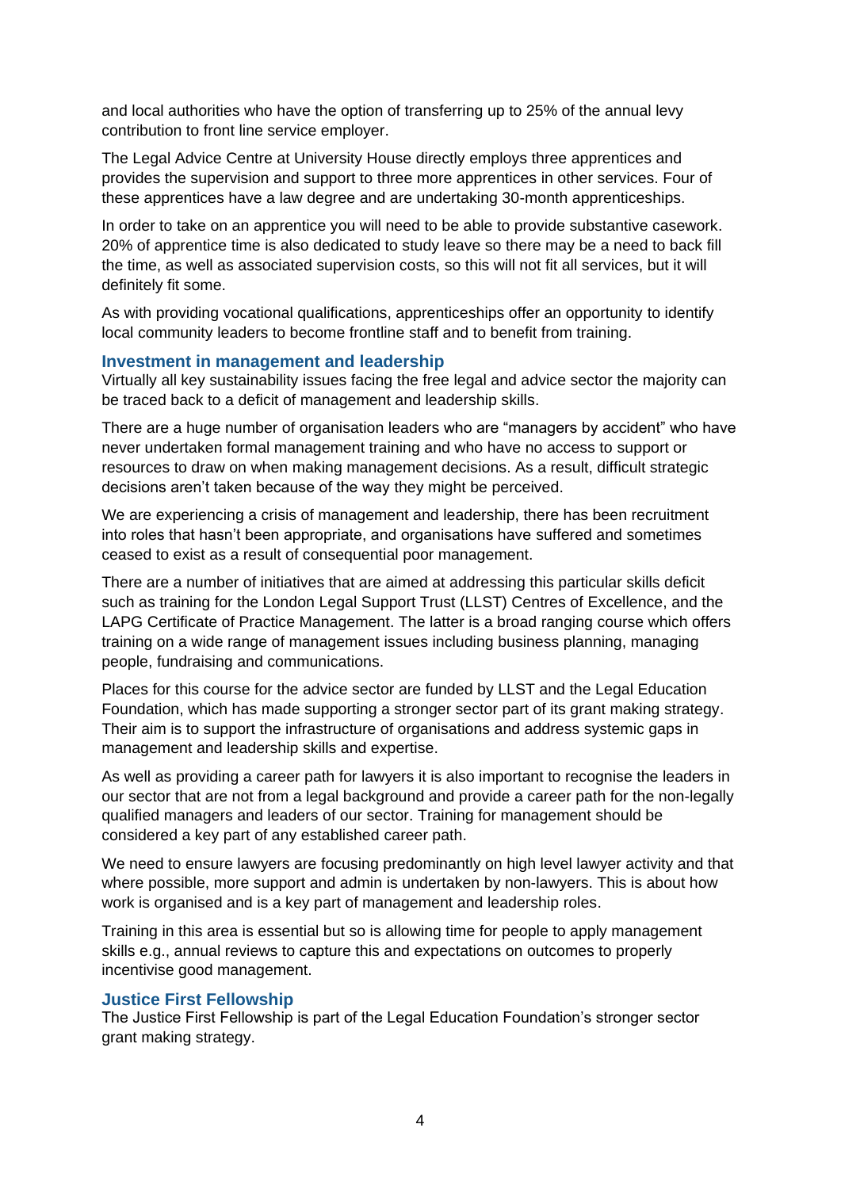and local authorities who have the option of transferring up to 25% of the annual levy contribution to front line service employer.

The Legal Advice Centre at University House directly employs three apprentices and provides the supervision and support to three more apprentices in other services. Four of these apprentices have a law degree and are undertaking 30-month apprenticeships.

In order to take on an apprentice you will need to be able to provide substantive casework. 20% of apprentice time is also dedicated to study leave so there may be a need to back fill the time, as well as associated supervision costs, so this will not fit all services, but it will definitely fit some.

As with providing vocational qualifications, apprenticeships offer an opportunity to identify local community leaders to become frontline staff and to benefit from training.

### Investment in management and leadership

Virtually all key sustainability issues facing the free legal and advice sector the majority can be traced back to a deficit of management and leadership skills.

There are a huge number of organisation leaders who are "managers by accident" who have never undertaken formal management training and who have no access to support or resources to draw on when making management decisions. As a result, difficult strategic decisions aren't taken because of the way they might be perceived.

We are experiencing a crisis of management and leadership, there has been recruitment into roles that hasn't been appropriate, and organisations have suffered and sometimes ceased to exist as a result of consequential poor management.

There are a number of initiatives that are aimed at addressing this particular skills deficit such as training for the London Legal Support Trust (LLST) Centres of Excellence, and the LAPG Certificate of Practice Management. The latter is a broad ranging course which offers training on a wide range of management issues including business planning, managing people, fundraising and communications.

Places for this course for the advice sector are funded by LLST and the Legal Education Foundation, which has made supporting a stronger sector part of its grant making strategy. Their aim is to support the infrastructure of organisations and address systemic gaps in management and leadership skills and expertise.

As well as providing a career path for lawyers it is also important to recognise the leaders in our sector that are not from a legal background and provide a career path for the non-legally qualified managers and leaders of our sector. Training for management should be considered a key part of any established career path.

We need to ensure lawyers are focusing predominantly on high level lawyer activity and that where possible, more support and admin is undertaken by non-lawyers. This is about how work is organised and is a key part of management and leadership roles.

Training in this area is essential but so is allowing time for people to apply management skills e.g., annual reviews to capture this and expectations on outcomes to properly incentivise good management.

### Justice First Fellowship

The Justice First Fellowship is part of the Legal Education Foundation's stronger sector grant making strategy.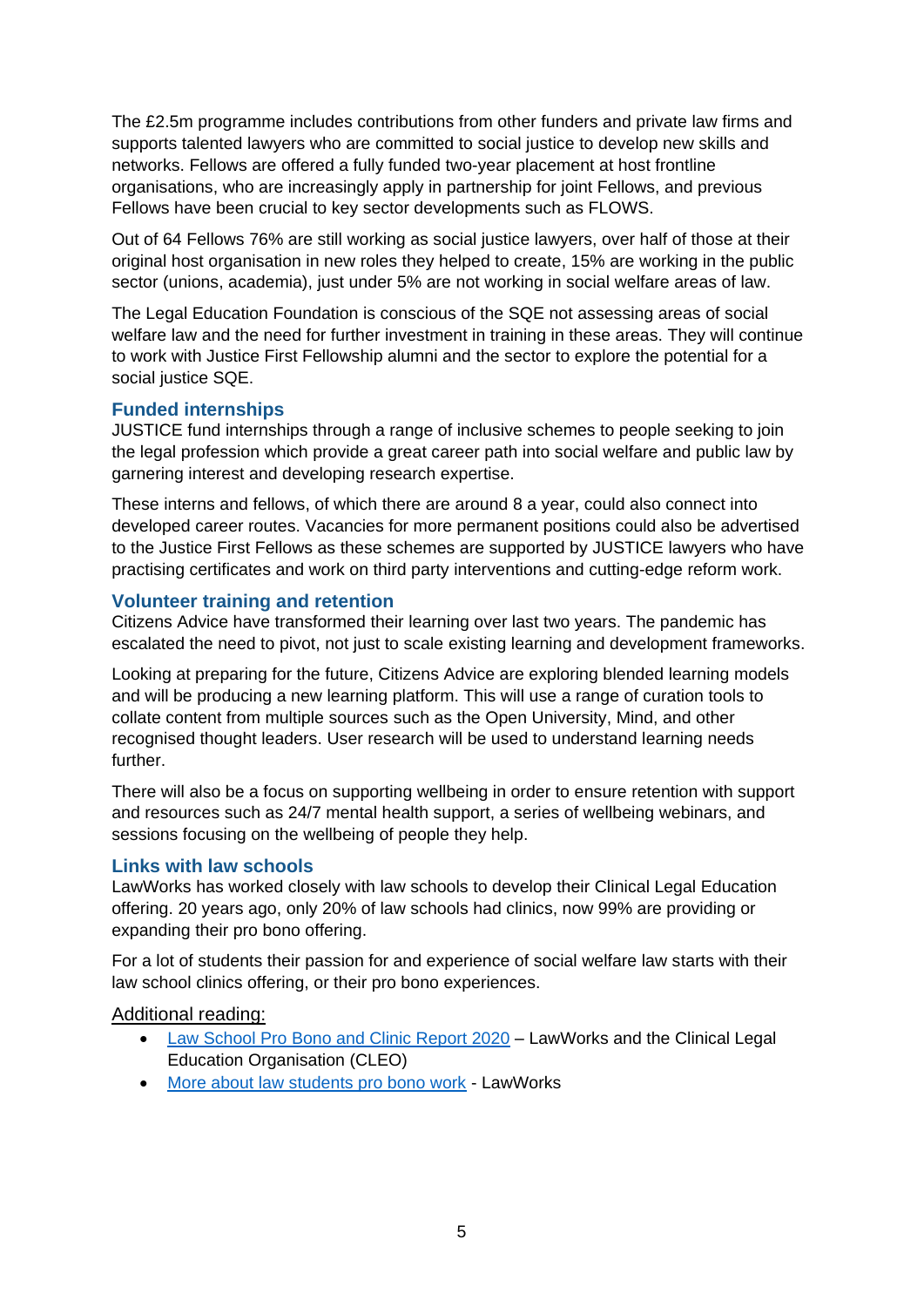The £2.5m programme includes contributions from other funders and private law firms and supports talented lawyers who are committed to social justice to develop new skills and networks. Fellows are offered a fully funded two-year placement at host frontline organisations, who are increasingly apply in partnership for joint Fellows, and previous Fellows have been crucial to key sector developments such as FLOWS.

Out of 64 Fellows 76% are still working as social justice lawyers, over half of those at their original host organisation in new roles they helped to create, 15% are working in the public sector (unions, academia), just under 5% are not working in social welfare areas of law.

The Legal Education Foundation is conscious of the SQE not assessing areas of social welfare law and the need for further investment in training in these areas. They will continue to work with Justice First Fellowship alumni and the sector to explore the potential for a social justice SQE.

### Funded internships

JUSTICE fund internships through a range of inclusive schemes to people seeking to join the legal profession which provide a great career path into social welfare and public law by garnering interest and developing research expertise.

These interns and fellows, of which there are around 8 a year, could also connect into developed career routes. Vacancies for more permanent positions could also be advertised to the Justice First Fellows as these schemes are supported by JUSTICE lawyers who have practising certificates and work on third party interventions and cutting-edge reform work.

### Volunteer training and retention

Citizens Advice have transformed their learning over last two years. The pandemic has escalated the need to pivot, not just to scale existing learning and development frameworks.

Looking at preparing for the future, Citizens Advice are exploring blended learning models and will be producing a new learning platform. This will use a range of curation tools to collate content from multiple sources such as the Open University, Mind, and other recognised thought leaders. User research will be used to understand learning needs further.

There will also be a focus on supporting wellbeing in order to ensure retention with support and resources such as 24/7 mental health support, a series of wellbeing webinars, and sessions focusing on the wellbeing of people they help.

### Links with law schools

LawWorks has worked closely with law schools to develop their Clinical Legal Education offering. 20 years ago, only 20% of law schools had clinics, now 99% are providing or expanding their pro bono offering.

For a lot of students their passion for and experience of social welfare law starts with their law school clinics offering, or their pro bono experiences.

Additional reading:

- Law School Pro Bono and Clinic Report 2020 – LawWorks and the Clinical Legal Education Organisation (CLEO)
- More about law students pro bono work - LawWorks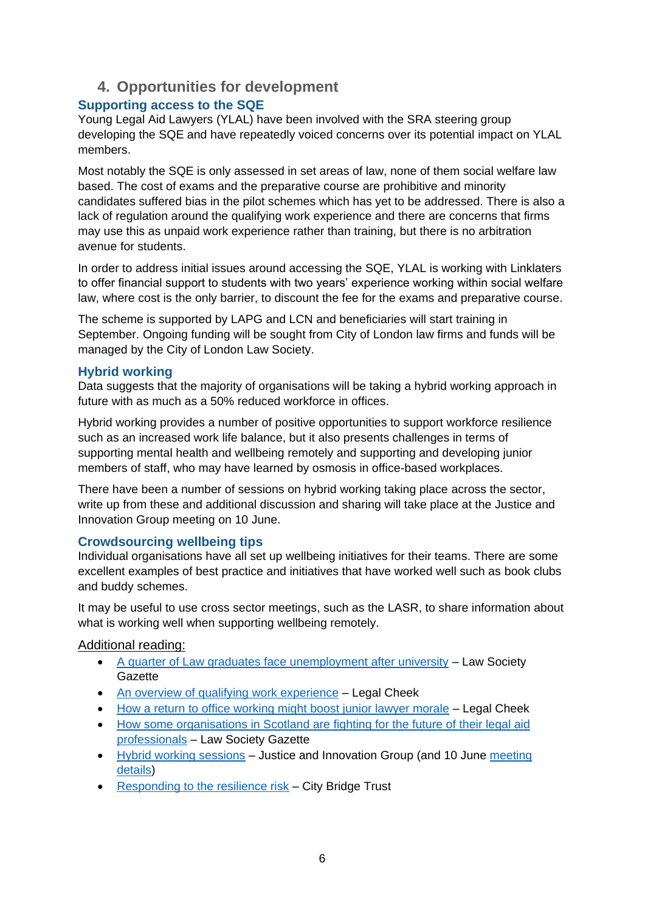## 4. Opportunities for development

### Supporting access to the SQE

Young Legal Aid Lawyers (YLAL) have been involved with the SRA steering group developing the SQE and have repeatedly voiced concerns over its potential impact on YLAL members.

Most notably the SQE is only assessed in set areas of law, none of them social welfare law based. The cost of exams and the preparative course are prohibitive and minority candidates suffered bias in the pilot schemes which has yet to be addressed. There is also a lack of regulation around the qualifying work experience and there are concerns that firms may use this as unpaid work experience rather than training, but there is no arbitration avenue for students.

In order to address initial issues around accessing the SQE, YLAL is working with Linklaters to offer financial support to students with two years' experience working within social welfare law, where cost is the only barrier, to discount the fee for the exams and preparative course.

The scheme is supported by LAPG and LCN and beneficiaries will start training in September. Ongoing funding will be sought from City of London law firms and funds will be managed by the City of London Law Society.

### Hybrid working

Data suggests that the majority of organisations will be taking a hybrid working approach in future with as much as a 50% reduced workforce in offices.

Hybrid working provides a number of positive opportunities to support workforce resilience such as an increased work life balance, but it also presents challenges in terms of supporting mental health and wellbeing remotely and supporting and developing junior members of staff, who may have learned by osmosis in office-based workplaces.

There have been a number of sessions on hybrid working taking place across the sector, write up from these and additional discussion and sharing will take place at the Justice and Innovation Group meeting on 10 June.

### Crowdsourcing wellbeing tips

Individual organisations have all set up wellbeing initiatives for their teams. There are some excellent examples of best practice and initiatives that have worked well such as book clubs and buddy schemes.

It may be useful to use cross sector meetings, such as the LASR, to share information about what is working well when supporting wellbeing remotely.

Additional reading:

- A quarter of Law graduates face unemployment after university – Law Society Gazette
- An overview of qualifying work experience – Legal Cheek
- How a return to office working might boost junior lawyer morale – Legal Cheek
- How some organisations in Scotland are fighting for the future of their legal aid professionals – Law Society Gazette
- Hybrid working sessions – Justice and Innovation Group (and 10 June meeting details)
- Responding to the resilience risk – City Bridge Trust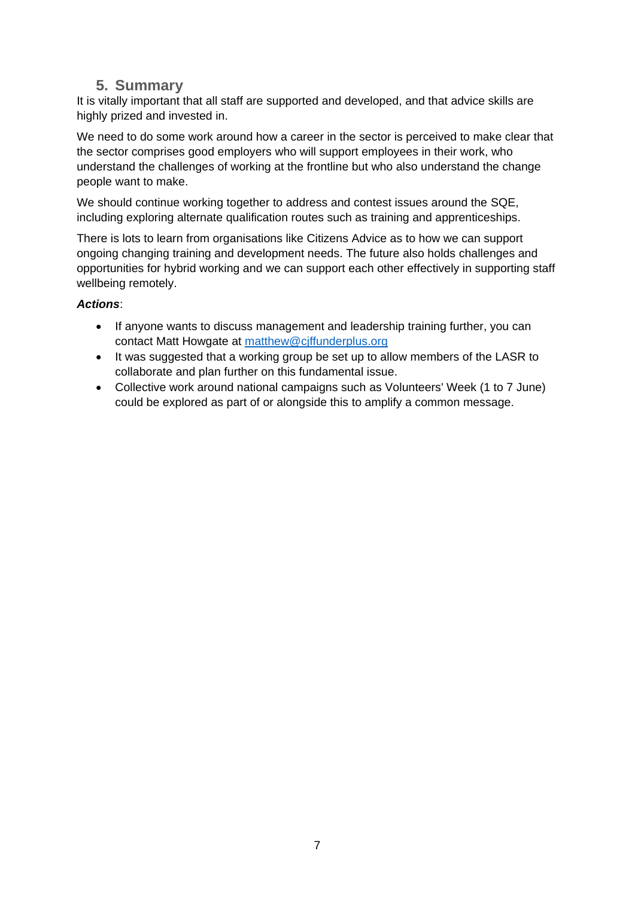## 5. Summary

It is vitally important that all staff are supported and developed, and that advice skills are highly prized and invested in.

We need to do some work around how a career in the sector is perceived to make clear that the sector comprises good employers who will support employees in their work, who understand the challenges of working at the frontline but who also understand the change people want to make.

We should continue working together to address and contest issues around the SQE, including exploring alternate qualification routes such as training and apprenticeships.

There is lots to learn from organisations like Citizens Advice as to how we can support ongoing changing training and development needs. The future also holds challenges and opportunities for hybrid working and we can support each other effectively in supporting staff wellbeing remotely.

***Actions***:

- If anyone wants to discuss management and leadership training further, you can contact Matt Howgate at matthew@cjffunderplus.org
- It was suggested that a working group be set up to allow members of the LASR to collaborate and plan further on this fundamental issue.
- Collective work around national campaigns such as Volunteers' Week (1 to 7 June) could be explored as part of or alongside this to amplify a common message.